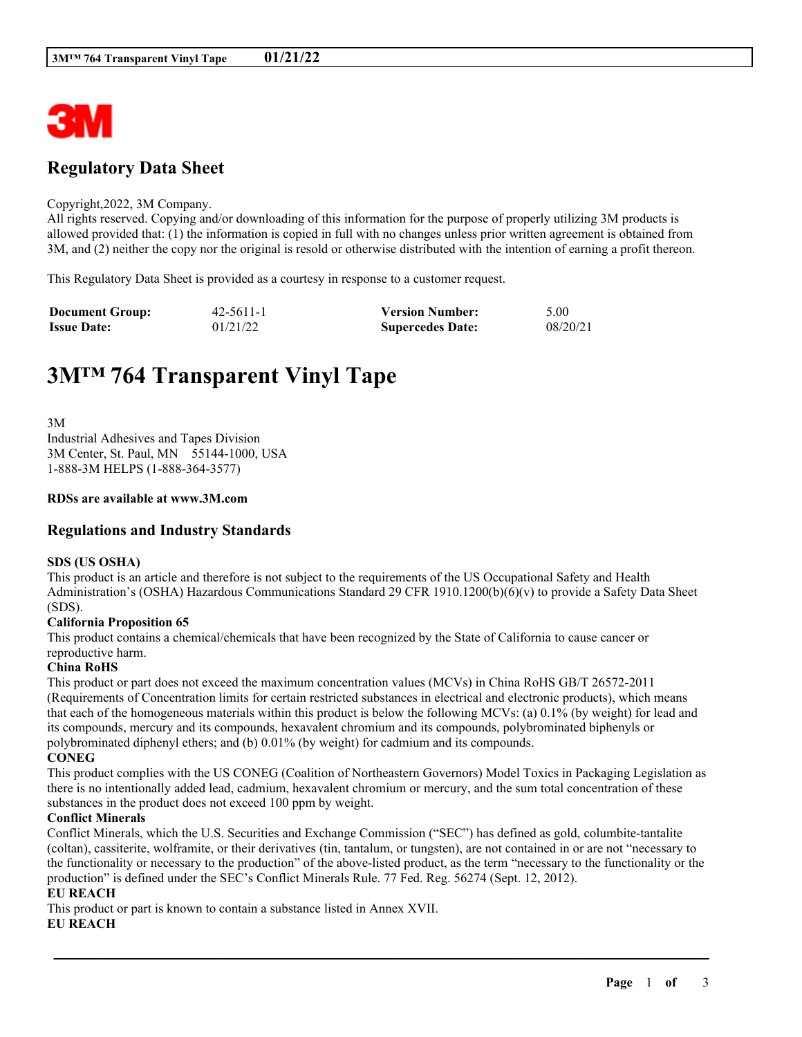# Regulatory Data Sheet

Copyright,2022, 3M Company.
All rights reserved. Copying and/or downloading of this information for the purpose of properly utilizing 3M products is allowed provided that: (1) the information is copied in full with no changes unless prior written agreement is obtained from 3M, and (2) neither the copy nor the original is resold or otherwise distributed with the intention of earning a profit thereon.

This Regulatory Data Sheet is provided as a courtesy in response to a customer request.

| **Document Group:** | 42-5611-1 | **Version Number:** | 5.00 |
|---|---|---|---|
| **Issue Date:** | 01/21/22 | **Supercedes Date:** | 08/20/21 |

# 3M™ 764 Transparent Vinyl Tape

3M
Industrial Adhesives and Tapes Division
3M Center, St. Paul, MN 55144-1000, USA
1-888-3M HELPS (1-888-364-3577)

**RDSs are available at www.3M.com**

## Regulations and Industry Standards

**SDS (US OSHA)**
This product is an article and therefore is not subject to the requirements of the US Occupational Safety and Health Administration's (OSHA) Hazardous Communications Standard 29 CFR 1910.1200(b)(6)(v) to provide a Safety Data Sheet (SDS).

**California Proposition 65**
This product contains a chemical/chemicals that have been recognized by the State of California to cause cancer or reproductive harm.

**China RoHS**
This product or part does not exceed the maximum concentration values (MCVs) in China RoHS GB/T 26572-2011 (Requirements of Concentration limits for certain restricted substances in electrical and electronic products), which means that each of the homogeneous materials within this product is below the following MCVs: (a) 0.1% (by weight) for lead and its compounds, mercury and its compounds, hexavalent chromium and its compounds, polybrominated biphenyls or polybrominated diphenyl ethers; and (b) 0.01% (by weight) for cadmium and its compounds.

**CONEG**
This product complies with the US CONEG (Coalition of Northeastern Governors) Model Toxics in Packaging Legislation as there is no intentionally added lead, cadmium, hexavalent chromium or mercury, and the sum total concentration of these substances in the product does not exceed 100 ppm by weight.

**Conflict Minerals**
Conflict Minerals, which the U.S. Securities and Exchange Commission ("SEC") has defined as gold, columbite-tantalite (coltan), cassiterite, wolframite, or their derivatives (tin, tantalum, or tungsten), are not contained in or are not "necessary to the functionality or necessary to the production" of the above-listed product, as the term "necessary to the functionality or the production" is defined under the SEC's Conflict Minerals Rule. 77 Fed. Reg. 56274 (Sept. 12, 2012).

**EU REACH**
This product or part is known to contain a substance listed in Annex XVII.

**EU REACH**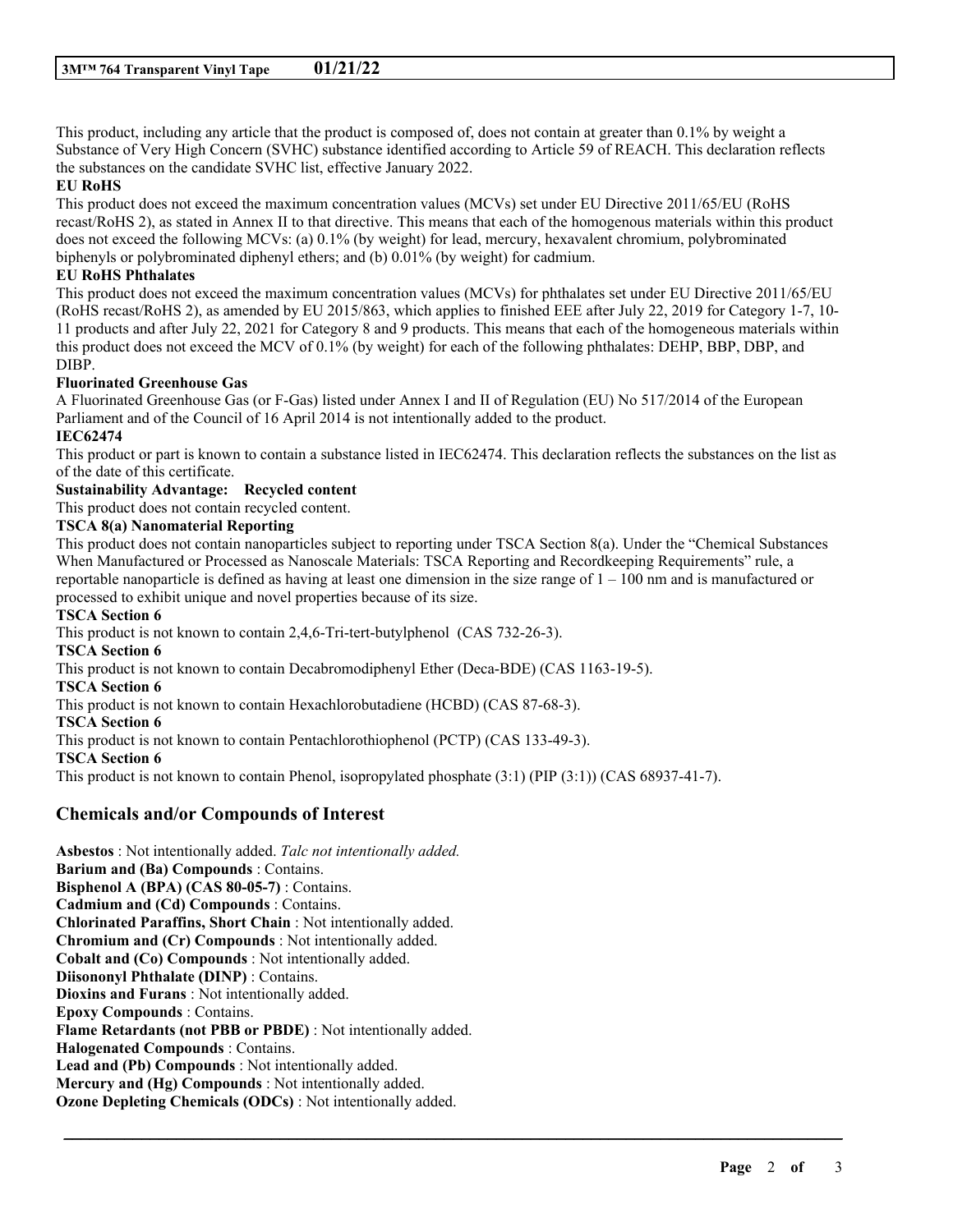This product, including any article that the product is composed of, does not contain at greater than 0.1% by weight a Substance of Very High Concern (SVHC) substance identified according to Article 59 of REACH. This declaration reflects the substances on the candidate SVHC list, effective January 2022.

**EU RoHS**

This product does not exceed the maximum concentration values (MCVs) set under EU Directive 2011/65/EU (RoHS recast/RoHS 2), as stated in Annex II to that directive. This means that each of the homogenous materials within this product does not exceed the following MCVs: (a) 0.1% (by weight) for lead, mercury, hexavalent chromium, polybrominated biphenyls or polybrominated diphenyl ethers; and (b) 0.01% (by weight) for cadmium.

**EU RoHS Phthalates**

This product does not exceed the maximum concentration values (MCVs) for phthalates set under EU Directive 2011/65/EU (RoHS recast/RoHS 2), as amended by EU 2015/863, which applies to finished EEE after July 22, 2019 for Category 1-7, 10-11 products and after July 22, 2021 for Category 8 and 9 products. This means that each of the homogeneous materials within this product does not exceed the MCV of 0.1% (by weight) for each of the following phthalates: DEHP, BBP, DBP, and DIBP.

**Fluorinated Greenhouse Gas**

A Fluorinated Greenhouse Gas (or F-Gas) listed under Annex I and II of Regulation (EU) No 517/2014 of the European Parliament and of the Council of 16 April 2014 is not intentionally added to the product.

**IEC62474**

This product or part is known to contain a substance listed in IEC62474. This declaration reflects the substances on the list as of the date of this certificate.

**Sustainability Advantage: Recycled content**

This product does not contain recycled content.

**TSCA 8(a) Nanomaterial Reporting**

This product does not contain nanoparticles subject to reporting under TSCA Section 8(a). Under the "Chemical Substances When Manufactured or Processed as Nanoscale Materials: TSCA Reporting and Recordkeeping Requirements" rule, a reportable nanoparticle is defined as having at least one dimension in the size range of 1 – 100 nm and is manufactured or processed to exhibit unique and novel properties because of its size.

**TSCA Section 6**

This product is not known to contain 2,4,6-Tri-tert-butylphenol (CAS 732-26-3).

**TSCA Section 6**

This product is not known to contain Decabromodiphenyl Ether (Deca-BDE) (CAS 1163-19-5).

**TSCA Section 6**

This product is not known to contain Hexachlorobutadiene (HCBD) (CAS 87-68-3).

**TSCA Section 6**

This product is not known to contain Pentachlorothiophenol (PCTP) (CAS 133-49-3).

**TSCA Section 6**

This product is not known to contain Phenol, isopropylated phosphate (3:1) (PIP (3:1)) (CAS 68937-41-7).

## Chemicals and/or Compounds of Interest

**Asbestos** : Not intentionally added. *Talc not intentionally added.*
**Barium and (Ba) Compounds** : Contains.
**Bisphenol A (BPA) (CAS 80-05-7)** : Contains.
**Cadmium and (Cd) Compounds** : Contains.
**Chlorinated Paraffins, Short Chain** : Not intentionally added.
**Chromium and (Cr) Compounds** : Not intentionally added.
**Cobalt and (Co) Compounds** : Not intentionally added.
**Diisononyl Phthalate (DINP)** : Contains.
**Dioxins and Furans** : Not intentionally added.
**Epoxy Compounds** : Contains.
**Flame Retardants (not PBB or PBDE)** : Not intentionally added.
**Halogenated Compounds** : Contains.
**Lead and (Pb) Compounds** : Not intentionally added.
**Mercury and (Hg) Compounds** : Not intentionally added.
**Ozone Depleting Chemicals (ODCs)** : Not intentionally added.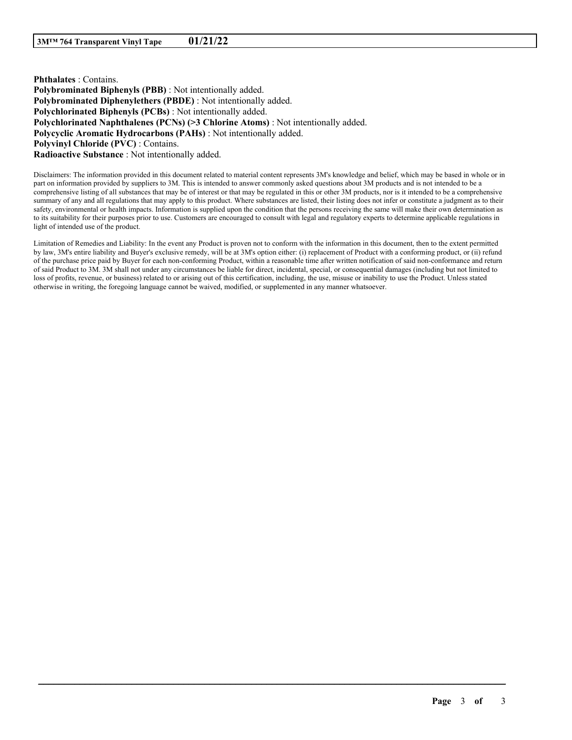**Phthalates** : Contains.
**Polybrominated Biphenyls (PBB)** : Not intentionally added.
**Polybrominated Diphenylethers (PBDE)** : Not intentionally added.
**Polychlorinated Biphenyls (PCBs)** : Not intentionally added.
**Polychlorinated Naphthalenes (PCNs) (>3 Chlorine Atoms)** : Not intentionally added.
**Polycyclic Aromatic Hydrocarbons (PAHs)** : Not intentionally added.
**Polyvinyl Chloride (PVC)** : Contains.
**Radioactive Substance** : Not intentionally added.

Disclaimers: The information provided in this document related to material content represents 3M's knowledge and belief, which may be based in whole or in part on information provided by suppliers to 3M. This is intended to answer commonly asked questions about 3M products and is not intended to be a comprehensive listing of all substances that may be of interest or that may be regulated in this or other 3M products, nor is it intended to be a comprehensive summary of any and all regulations that may apply to this product. Where substances are listed, their listing does not infer or constitute a judgment as to their safety, environmental or health impacts. Information is supplied upon the condition that the persons receiving the same will make their own determination as to its suitability for their purposes prior to use. Customers are encouraged to consult with legal and regulatory experts to determine applicable regulations in light of intended use of the product.

Limitation of Remedies and Liability: In the event any Product is proven not to conform with the information in this document, then to the extent permitted by law, 3M's entire liability and Buyer's exclusive remedy, will be at 3M's option either: (i) replacement of Product with a conforming product, or (ii) refund of the purchase price paid by Buyer for each non-conforming Product, within a reasonable time after written notification of said non-conformance and return of said Product to 3M. 3M shall not under any circumstances be liable for direct, incidental, special, or consequential damages (including but not limited to loss of profits, revenue, or business) related to or arising out of this certification, including, the use, misuse or inability to use the Product. Unless stated otherwise in writing, the foregoing language cannot be waived, modified, or supplemented in any manner whatsoever.